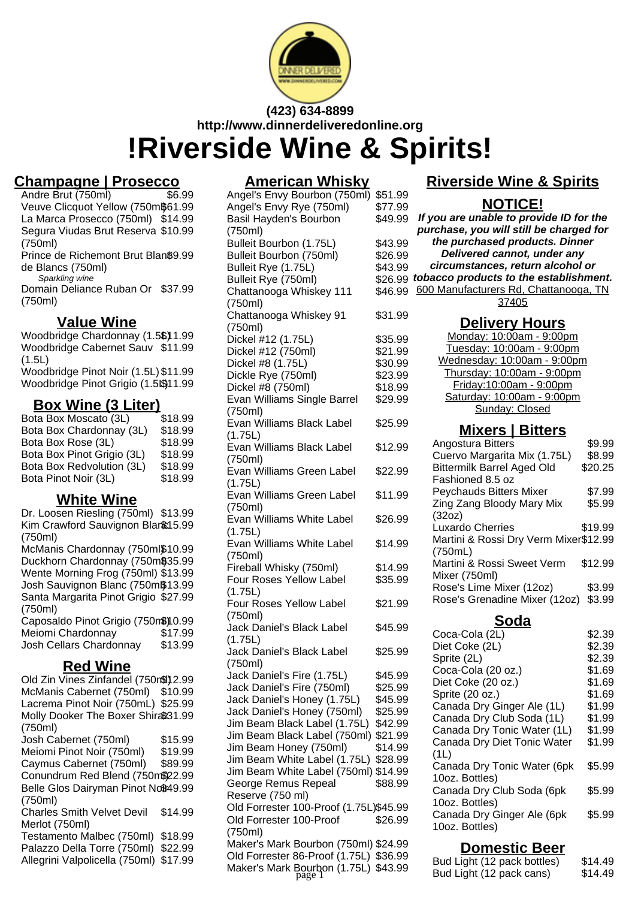(423) 634-8899

http://www.dinnerdeliveredonline.org

# !Riverside Wine & Spirits!

## Champagne | Prosecco

| Item | Price |
|---|---|
| Andre Brut (750ml) | $6.99 |
| Veuve Clicquot Yellow (750ml) | $61.99 |
| La Marca Prosecco (750ml) | $14.99 |
| Segura Viudas Brut Reserva (750ml) | $10.99 |
| Prince de Richemont Brut Blanc de Blancs (750ml) *Sparkling wine* | $9.99 |
| Domain Deliance Ruban Or (750ml) | $37.99 |

## Value Wine

| Item | Price |
|---|---|
| Woodbridge Chardonnay (1.5L) | $11.99 |
| Woodbridge Cabernet Sauv (1.5L) | $11.99 |
| Woodbridge Pinot Noir (1.5L) | $11.99 |
| Woodbridge Pinot Grigio (1.5L) | $11.99 |

## Box Wine (3 Liter)

| Item | Price |
|---|---|
| Bota Box Moscato (3L) | $18.99 |
| Bota Box Chardonnay (3L) | $18.99 |
| Bota Box Rose (3L) | $18.99 |
| Bota Box Pinot Grigio (3L) | $18.99 |
| Bota Box Redvolution (3L) | $18.99 |
| Bota Pinot Noir (3L) | $18.99 |

## White Wine

| Item | Price |
|---|---|
| Dr. Loosen Riesling (750ml) | $13.99 |
| Kim Crawford Sauvignon Blanc (750ml) | $15.99 |
| McManis Chardonnay (750ml) | $10.99 |
| Duckhorn Chardonnay (750ml) | $35.99 |
| Wente Morning Frog (750ml) | $13.99 |
| Josh Sauvignon Blanc (750ml) | $13.99 |
| Santa Margarita Pinot Grigio (750ml) | $27.99 |
| Caposaldo Pinot Grigio (750ml) | $10.99 |
| Meiomi Chardonnay | $17.99 |
| Josh Cellars Chardonnay | $13.99 |

## Red Wine

| Item | Price |
|---|---|
| Old Zin Vines Zinfandel (750ml) | $12.99 |
| McManis Cabernet (750ml) | $10.99 |
| Lacrema Pinot Noir (750mL) | $25.99 |
| Molly Dooker The Boxer Shiraz (750ml) | $31.99 |
| Josh Cabernet (750ml) | $15.99 |
| Meiomi Pinot Noir (750ml) | $19.99 |
| Caymus Cabernet (750ml) | $89.99 |
| Conundrum Red Blend (750ml) | $22.99 |
| Belle Glos Dairyman Pinot Noir (750ml) | $49.99 |
| Charles Smith Velvet Devil Merlot (750ml) | $14.99 |
| Testamento Malbec (750ml) | $18.99 |
| Palazzo Della Torre (750ml) | $22.99 |
| Allegrini Valpolicella (750ml) | $17.99 |

## American Whisky

| Item | Price |
|---|---|
| Angel's Envy Bourbon (750ml) | $51.99 |
| Angel's Envy Rye (750ml) | $77.99 |
| Basil Hayden's Bourbon (750ml) | $49.99 |
| Bulleit Bourbon (1.75L) | $43.99 |
| Bulleit Bourbon (750ml) | $26.99 |
| Bulleit Rye (1.75L) | $43.99 |
| Bulleit Rye (750ml) | $26.99 |
| Chattanooga Whiskey 111 (750ml) | $46.99 |
| Chattanooga Whiskey 91 (750ml) | $31.99 |
| Dickel #12 (1.75L) | $35.99 |
| Dickel #12 (750ml) | $21.99 |
| Dickel #8 (1.75L) | $30.99 |
| Dickle Rye (750ml) | $23.99 |
| Dickel #8 (750ml) | $18.99 |
| Evan Williams Single Barrel (750ml) | $29.99 |
| Evan Williams Black Label (1.75L) | $25.99 |
| Evan Williams Black Label (750ml) | $12.99 |
| Evan Williams Green Label (1.75L) | $22.99 |
| Evan Williams Green Label (750ml) | $11.99 |
| Evan Williams White Label (1.75L) | $26.99 |
| Evan Williams White Label (750ml) | $14.99 |
| Fireball Whisky (750ml) | $14.99 |
| Four Roses Yellow Label (1.75L) | $35.99 |
| Four Roses Yellow Label (750ml) | $21.99 |
| Jack Daniel's Black Label (1.75L) | $45.99 |
| Jack Daniel's Black Label (750ml) | $25.99 |
| Jack Daniel's Fire (1.75L) | $45.99 |
| Jack Daniel's Fire (750ml) | $25.99 |
| Jack Daniel's Honey (1.75L) | $45.99 |
| Jack Daniel's Honey (750ml) | $25.99 |
| Jim Beam Black Label (1.75L) | $42.99 |
| Jim Beam Black Label (750ml) | $21.99 |
| Jim Beam Honey (750ml) | $14.99 |
| Jim Beam White Label (1.75L) | $28.99 |
| Jim Beam White Label (750ml) | $14.99 |
| George Remus Repeal Reserve (750 ml) | $88.99 |
| Old Forrester 100-Proof (1.75L) | $45.99 |
| Old Forrester 100-Proof (750ml) | $26.99 |
| Maker's Mark Bourbon (750ml) | $24.99 |
| Old Forrester 86-Proof (1.75L) | $36.99 |
| Maker's Mark Bourbon (1.75L) | $43.99 |

## Riverside Wine & Spirits

### NOTICE!

***If you are unable to provide ID for the purchase, you will still be charged for the purchased products. Dinner Delivered cannot, under any circumstances, return alcohol or tobacco products to the establishment.***

600 Manufacturers Rd, Chattanooga, TN 37405

## Delivery Hours

Monday: 10:00am - 9:00pm
Tuesday: 10:00am - 9:00pm
Wednesday: 10:00am - 9:00pm
Thursday: 10:00am - 9:00pm
Friday:10:00am - 9:00pm
Saturday: 10:00am - 9:00pm
Sunday: Closed

## Mixers | Bitters

| Item | Price |
|---|---|
| Angostura Bitters | $9.99 |
| Cuervo Margarita Mix (1.75L) | $8.99 |
| Bittermilk Barrel Aged Old Fashioned 8.5 oz | $20.25 |
| Peychauds Bitters Mixer | $7.99 |
| Zing Zang Bloody Mary Mix (32oz) | $5.99 |
| Luxardo Cherries | $19.99 |
| Martini & Rossi Dry Verm Mixer (750mL) | $12.99 |
| Martini & Rossi Sweet Verm Mixer (750ml) | $12.99 |
| Rose's Lime Mixer (12oz) | $3.99 |
| Rose's Grenadine Mixer (12oz) | $3.99 |

## Soda

| Item | Price |
|---|---|
| Coca-Cola (2L) | $2.39 |
| Diet Coke (2L) | $2.39 |
| Sprite (2L) | $2.39 |
| Coca-Cola (20 oz.) | $1.69 |
| Diet Coke (20 oz.) | $1.69 |
| Sprite (20 oz.) | $1.69 |
| Canada Dry Ginger Ale (1L) | $1.99 |
| Canada Dry Club Soda (1L) | $1.99 |
| Canada Dry Tonic Water (1L) | $1.99 |
| Canada Dry Diet Tonic Water (1L) | $1.99 |
| Canada Dry Tonic Water (6pk 10oz. Bottles) | $5.99 |
| Canada Dry Club Soda (6pk 10oz. Bottles) | $5.99 |
| Canada Dry Ginger Ale (6pk 10oz. Bottles) | $5.99 |

## Domestic Beer

| Item | Price |
|---|---|
| Bud Light (12 pack bottles) | $14.49 |
| Bud Light (12 pack cans) | $14.49 |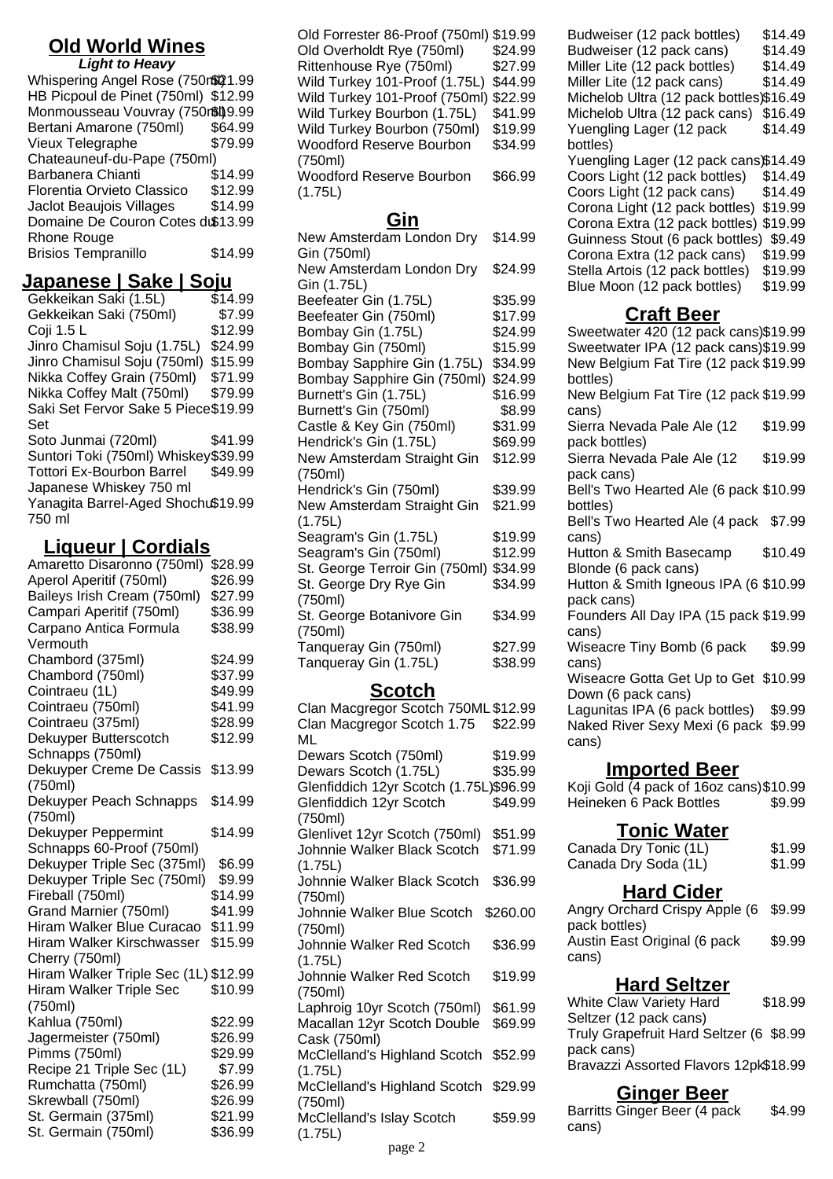## Old World Wines

***Light to Heavy***

| Item | Price |
|---|---|
| Whispering Angel Rose (750ml) | $21.99 |
| HB Picpoul de Pinet (750ml) | $12.99 |
| Monmousseau Vouvray (750ml) | $19.99 |
| Bertani Amarone (750ml) | $64.99 |
| Vieux Telegraphe Chateauneuf-du-Pape (750ml) | $79.99 |
| Barbanera Chianti | $14.99 |
| Florentia Orvieto Classico | $12.99 |
| Jaclot Beaujois Villages | $14.99 |
| Domaine De Couron Cotes du Rhone Rouge | $13.99 |
| Brisios Tempranillo | $14.99 |

## Japanese | Sake | Soju

| Item | Price |
|---|---|
| Gekkeikan Saki (1.5L) | $14.99 |
| Gekkeikan Saki (750ml) | $7.99 |
| Coji 1.5 L | $12.99 |
| Jinro Chamisul Soju (1.75L) | $24.99 |
| Jinro Chamisul Soju (750ml) | $15.99 |
| Nikka Coffey Grain (750ml) | $71.99 |
| Nikka Coffey Malt (750ml) | $79.99 |
| Saki Set Fervor Sake 5 Piece Set | $19.99 |
| Soto Junmai (720ml) | $41.99 |
| Suntori Toki (750ml) Whiskey | $39.99 |
| Tottori Ex-Bourbon Barrel Japanese Whiskey 750 ml | $49.99 |
| Yanagita Barrel-Aged Shochu 750 ml | $19.99 |

## Liqueur | Cordials

| Item | Price |
|---|---|
| Amaretto Disaronno (750ml) | $28.99 |
| Aperol Aperitif (750ml) | $26.99 |
| Baileys Irish Cream (750ml) | $27.99 |
| Campari Aperitif (750ml) | $36.99 |
| Carpano Antica Formula Vermouth | $38.99 |
| Chambord (375ml) | $24.99 |
| Chambord (750ml) | $37.99 |
| Cointraeu (1L) | $49.99 |
| Cointraeu (750ml) | $41.99 |
| Cointraeu (375ml) | $28.99 |
| Dekuyper Butterscotch Schnapps (750ml) | $12.99 |
| Dekuyper Creme De Cassis (750ml) | $13.99 |
| Dekuyper Peach Schnapps (750ml) | $14.99 |
| Dekuyper Peppermint Schnapps 60-Proof (750ml) | $14.99 |
| Dekuyper Triple Sec (375ml) | $6.99 |
| Dekuyper Triple Sec (750ml) | $9.99 |
| Fireball (750ml) | $14.99 |
| Grand Marnier (750ml) | $41.99 |
| Hiram Walker Blue Curacao | $11.99 |
| Hiram Walker Kirschwasser Cherry (750ml) | $15.99 |
| Hiram Walker Triple Sec (1L) | $12.99 |
| Hiram Walker Triple Sec (750ml) | $10.99 |
| Kahlua (750ml) | $22.99 |
| Jagermeister (750ml) | $26.99 |
| Pimms (750ml) | $29.99 |
| Recipe 21 Triple Sec (1L) | $7.99 |
| Rumchatta (750ml) | $26.99 |
| Skrewball (750ml) | $26.99 |
| St. Germain (375ml) | $21.99 |
| St. Germain (750ml) | $36.99 |

| Item | Price |
|---|---|
| Old Forrester 86-Proof (750ml) | $19.99 |
| Old Overholdt Rye (750ml) | $24.99 |
| Rittenhouse Rye (750ml) | $27.99 |
| Wild Turkey 101-Proof (1.75L) | $44.99 |
| Wild Turkey 101-Proof (750ml) | $22.99 |
| Wild Turkey Bourbon (1.75L) | $41.99 |
| Wild Turkey Bourbon (750ml) | $19.99 |
| Woodford Reserve Bourbon (750ml) | $34.99 |
| Woodford Reserve Bourbon (1.75L) | $66.99 |

## Gin

| Item | Price |
|---|---|
| New Amsterdam London Dry Gin (750ml) | $14.99 |
| New Amsterdam London Dry Gin (1.75L) | $24.99 |
| Beefeater Gin (1.75L) | $35.99 |
| Beefeater Gin (750ml) | $17.99 |
| Bombay Gin (1.75L) | $24.99 |
| Bombay Gin (750ml) | $15.99 |
| Bombay Sapphire Gin (1.75L) | $34.99 |
| Bombay Sapphire Gin (750ml) | $24.99 |
| Burnett's Gin (1.75L) | $16.99 |
| Burnett's Gin (750ml) | $8.99 |
| Castle & Key Gin (750ml) | $31.99 |
| Hendrick's Gin (1.75L) | $69.99 |
| New Amsterdam Straight Gin (750ml) | $12.99 |
| Hendrick's Gin (750ml) | $39.99 |
| New Amsterdam Straight Gin (1.75L) | $21.99 |
| Seagram's Gin (1.75L) | $19.99 |
| Seagram's Gin (750ml) | $12.99 |
| St. George Terroir Gin (750ml) | $34.99 |
| St. George Dry Rye Gin (750ml) | $34.99 |
| St. George Botanivore Gin (750ml) | $34.99 |
| Tanqueray Gin (750ml) | $27.99 |
| Tanqueray Gin (1.75L) | $38.99 |

## Scotch

| Item | Price |
|---|---|
| Clan Macgregor Scotch 750ML | $12.99 |
| Clan Macgregor Scotch 1.75 ML | $22.99 |
| Dewars Scotch (750ml) | $19.99 |
| Dewars Scotch (1.75L) | $35.99 |
| Glenfiddich 12yr Scotch (1.75L) | $96.99 |
| Glenfiddich 12yr Scotch (750ml) | $49.99 |
| Glenlivet 12yr Scotch (750ml) | $51.99 |
| Johnnie Walker Black Scotch (1.75L) | $71.99 |
| Johnnie Walker Black Scotch (750ml) | $36.99 |
| Johnnie Walker Blue Scotch (750ml) | $260.00 |
| Johnnie Walker Red Scotch (1.75L) | $36.99 |
| Johnnie Walker Red Scotch (750ml) | $19.99 |
| Laphroig 10yr Scotch (750ml) | $61.99 |
| Macallan 12yr Scotch Double Cask (750ml) | $69.99 |
| McClelland's Highland Scotch (1.75L) | $52.99 |
| McClelland's Highland Scotch (750ml) | $29.99 |
| McClelland's Islay Scotch (1.75L) | $59.99 |

| Item | Price |
|---|---|
| Budweiser (12 pack bottles) | $14.49 |
| Budweiser (12 pack cans) | $14.49 |
| Miller Lite (12 pack bottles) | $14.49 |
| Miller Lite (12 pack cans) | $14.49 |
| Michelob Ultra (12 pack bottles) | $16.49 |
| Michelob Ultra (12 pack cans) | $16.49 |
| Yuengling Lager (12 pack bottles) | $14.49 |
| Yuengling Lager (12 pack cans) | $14.49 |
| Coors Light (12 pack bottles) | $14.49 |
| Coors Light (12 pack cans) | $14.49 |
| Corona Light (12 pack bottles) | $19.99 |
| Corona Extra (12 pack bottles) | $19.99 |
| Guinness Stout (6 pack bottles) | $9.49 |
| Corona Extra (12 pack cans) | $19.99 |
| Stella Artois (12 pack bottles) | $19.99 |
| Blue Moon (12 pack bottles) | $19.99 |

## Craft Beer

| Item | Price |
|---|---|
| Sweetwater 420 (12 pack cans) | $19.99 |
| Sweetwater IPA (12 pack cans) | $19.99 |
| New Belgium Fat Tire (12 pack bottles) | $19.99 |
| New Belgium Fat Tire (12 pack cans) | $19.99 |
| Sierra Nevada Pale Ale (12 pack bottles) | $19.99 |
| Sierra Nevada Pale Ale (12 pack cans) | $19.99 |
| Bell's Two Hearted Ale (6 pack bottles) | $10.99 |
| Bell's Two Hearted Ale (4 pack cans) | $7.99 |
| Hutton & Smith Basecamp Blonde (6 pack cans) | $10.49 |
| Hutton & Smith Igneous IPA (6 pack cans) | $10.99 |
| Founders All Day IPA (15 pack cans) | $19.99 |
| Wiseacre Tiny Bomb (6 pack cans) | $9.99 |
| Wiseacre Gotta Get Up to Get Down (6 pack cans) | $10.99 |
| Lagunitas IPA (6 pack bottles) | $9.99 |
| Naked River Sexy Mexi (6 pack cans) | $9.99 |

## Imported Beer

| Item | Price |
|---|---|
| Koji Gold (4 pack of 16oz cans) | $10.99 |
| Heineken 6 Pack Bottles | $9.99 |

## Tonic Water

| Item | Price |
|---|---|
| Canada Dry Tonic (1L) | $1.99 |
| Canada Dry Soda (1L) | $1.99 |

## Hard Cider

| Item | Price |
|---|---|
| Angry Orchard Crispy Apple (6 pack bottles) | $9.99 |
| Austin East Original (6 pack cans) | $9.99 |

## Hard Seltzer

| Item | Price |
|---|---|
| White Claw Variety Hard Seltzer (12 pack cans) | $18.99 |
| Truly Grapefruit Hard Seltzer (6 pack cans) | $8.99 |
| Bravazzi Assorted Flavors 12pk | $18.99 |

## Ginger Beer

| Item | Price |
|---|---|
| Barritts Ginger Beer (4 pack cans) | $4.99 |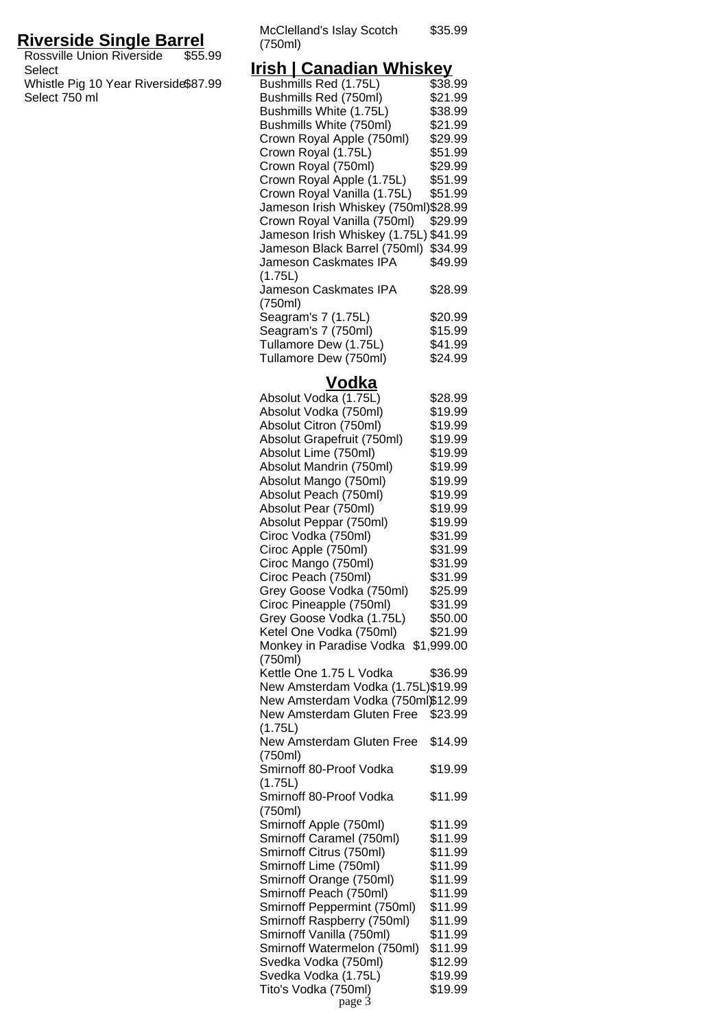## Riverside Single Barrel

| Item | Price |
|---|---|
| Rossville Union Riverside Select | $55.99 |
| Whistle Pig 10 Year Riverside Select 750 ml | $87.99 |

| Item | Price |
|---|---|
| McClelland's Islay Scotch (750ml) | $35.99 |

## Irish | Canadian Whiskey

| Item | Price |
|---|---|
| Bushmills Red (1.75L) | $38.99 |
| Bushmills Red (750ml) | $21.99 |
| Bushmills White (1.75L) | $38.99 |
| Bushmills White (750ml) | $21.99 |
| Crown Royal Apple (750ml) | $29.99 |
| Crown Royal (1.75L) | $51.99 |
| Crown Royal (750ml) | $29.99 |
| Crown Royal Apple (1.75L) | $51.99 |
| Crown Royal Vanilla (1.75L) | $51.99 |
| Jameson Irish Whiskey (750ml) | $28.99 |
| Crown Royal Vanilla (750ml) | $29.99 |
| Jameson Irish Whiskey (1.75L) | $41.99 |
| Jameson Black Barrel (750ml) | $34.99 |
| Jameson Caskmates IPA (1.75L) | $49.99 |
| Jameson Caskmates IPA (750ml) | $28.99 |
| Seagram's 7 (1.75L) | $20.99 |
| Seagram's 7 (750ml) | $15.99 |
| Tullamore Dew (1.75L) | $41.99 |
| Tullamore Dew (750ml) | $24.99 |

## Vodka

| Item | Price |
|---|---|
| Absolut Vodka (1.75L) | $28.99 |
| Absolut Vodka (750ml) | $19.99 |
| Absolut Citron (750ml) | $19.99 |
| Absolut Grapefruit (750ml) | $19.99 |
| Absolut Lime (750ml) | $19.99 |
| Absolut Mandrin (750ml) | $19.99 |
| Absolut Mango (750ml) | $19.99 |
| Absolut Peach (750ml) | $19.99 |
| Absolut Pear (750ml) | $19.99 |
| Absolut Peppar (750ml) | $19.99 |
| Ciroc Vodka (750ml) | $31.99 |
| Ciroc Apple (750ml) | $31.99 |
| Ciroc Mango (750ml) | $31.99 |
| Ciroc Peach (750ml) | $31.99 |
| Grey Goose Vodka (750ml) | $25.99 |
| Ciroc Pineapple (750ml) | $31.99 |
| Grey Goose Vodka (1.75L) | $50.00 |
| Ketel One Vodka (750ml) | $21.99 |
| Monkey in Paradise Vodka (750ml) | $1,999.00 |
| Kettle One 1.75 L Vodka | $36.99 |
| New Amsterdam Vodka (1.75L) | $19.99 |
| New Amsterdam Vodka (750ml) | $12.99 |
| New Amsterdam Gluten Free (1.75L) | $23.99 |
| New Amsterdam Gluten Free (750ml) | $14.99 |
| Smirnoff 80-Proof Vodka (1.75L) | $19.99 |
| Smirnoff 80-Proof Vodka (750ml) | $11.99 |
| Smirnoff Apple (750ml) | $11.99 |
| Smirnoff Caramel (750ml) | $11.99 |
| Smirnoff Citrus (750ml) | $11.99 |
| Smirnoff Lime (750ml) | $11.99 |
| Smirnoff Orange (750ml) | $11.99 |
| Smirnoff Peach (750ml) | $11.99 |
| Smirnoff Peppermint (750ml) | $11.99 |
| Smirnoff Raspberry (750ml) | $11.99 |
| Smirnoff Vanilla (750ml) | $11.99 |
| Smirnoff Watermelon (750ml) | $11.99 |
| Svedka Vodka (750ml) | $12.99 |
| Svedka Vodka (1.75L) | $19.99 |
| Tito's Vodka (750ml) | $19.99 |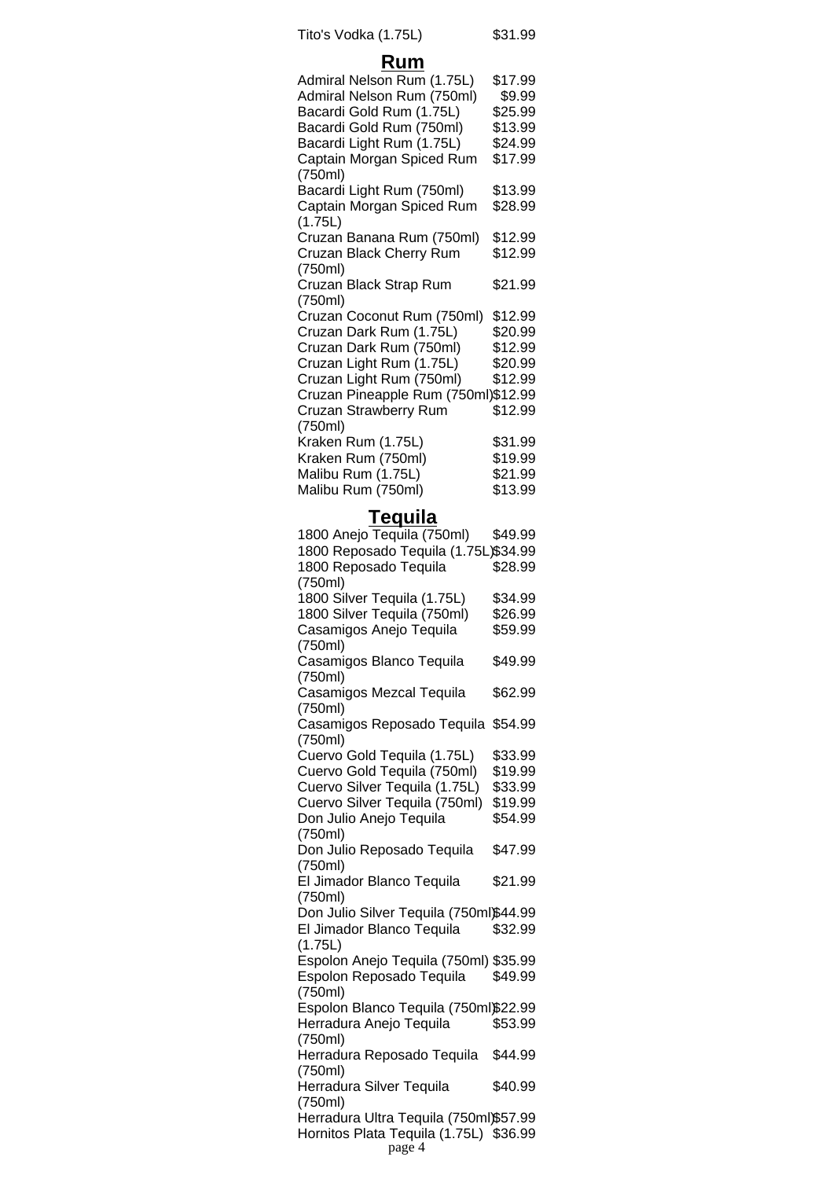| | |
|---|---|
| Tito's Vodka (1.75L) | $31.99 |

## Rum

| | |
|---|---|
| Admiral Nelson Rum (1.75L) | $17.99 |
| Admiral Nelson Rum (750ml) | $9.99 |
| Bacardi Gold Rum (1.75L) | $25.99 |
| Bacardi Gold Rum (750ml) | $13.99 |
| Bacardi Light Rum (1.75L) | $24.99 |
| Captain Morgan Spiced Rum (750ml) | $17.99 |
| Bacardi Light Rum (750ml) | $13.99 |
| Captain Morgan Spiced Rum (1.75L) | $28.99 |
| Cruzan Banana Rum (750ml) | $12.99 |
| Cruzan Black Cherry Rum (750ml) | $12.99 |
| Cruzan Black Strap Rum (750ml) | $21.99 |
| Cruzan Coconut Rum (750ml) | $12.99 |
| Cruzan Dark Rum (1.75L) | $20.99 |
| Cruzan Dark Rum (750ml) | $12.99 |
| Cruzan Light Rum (1.75L) | $20.99 |
| Cruzan Light Rum (750ml) | $12.99 |
| Cruzan Pineapple Rum (750ml) | $12.99 |
| Cruzan Strawberry Rum (750ml) | $12.99 |
| Kraken Rum (1.75L) | $31.99 |
| Kraken Rum (750ml) | $19.99 |
| Malibu Rum (1.75L) | $21.99 |
| Malibu Rum (750ml) | $13.99 |

## Tequila

| | |
|---|---|
| 1800 Anejo Tequila (750ml) | $49.99 |
| 1800 Reposado Tequila (1.75L) | $34.99 |
| 1800 Reposado Tequila (750ml) | $28.99 |
| 1800 Silver Tequila (1.75L) | $34.99 |
| 1800 Silver Tequila (750ml) | $26.99 |
| Casamigos Anejo Tequila (750ml) | $59.99 |
| Casamigos Blanco Tequila (750ml) | $49.99 |
| Casamigos Mezcal Tequila (750ml) | $62.99 |
| Casamigos Reposado Tequila (750ml) | $54.99 |
| Cuervo Gold Tequila (1.75L) | $33.99 |
| Cuervo Gold Tequila (750ml) | $19.99 |
| Cuervo Silver Tequila (1.75L) | $33.99 |
| Cuervo Silver Tequila (750ml) | $19.99 |
| Don Julio Anejo Tequila (750ml) | $54.99 |
| Don Julio Reposado Tequila (750ml) | $47.99 |
| El Jimador Blanco Tequila (750ml) | $21.99 |
| Don Julio Silver Tequila (750ml) | $44.99 |
| El Jimador Blanco Tequila (1.75L) | $32.99 |
| Espolon Anejo Tequila (750ml) | $35.99 |
| Espolon Reposado Tequila (750ml) | $49.99 |
| Espolon Blanco Tequila (750ml) | $22.99 |
| Herradura Anejo Tequila (750ml) | $53.99 |
| Herradura Reposado Tequila (750ml) | $44.99 |
| Herradura Silver Tequila (750ml) | $40.99 |
| Herradura Ultra Tequila (750ml) | $57.99 |
| Hornitos Plata Tequila (1.75L) | $36.99 |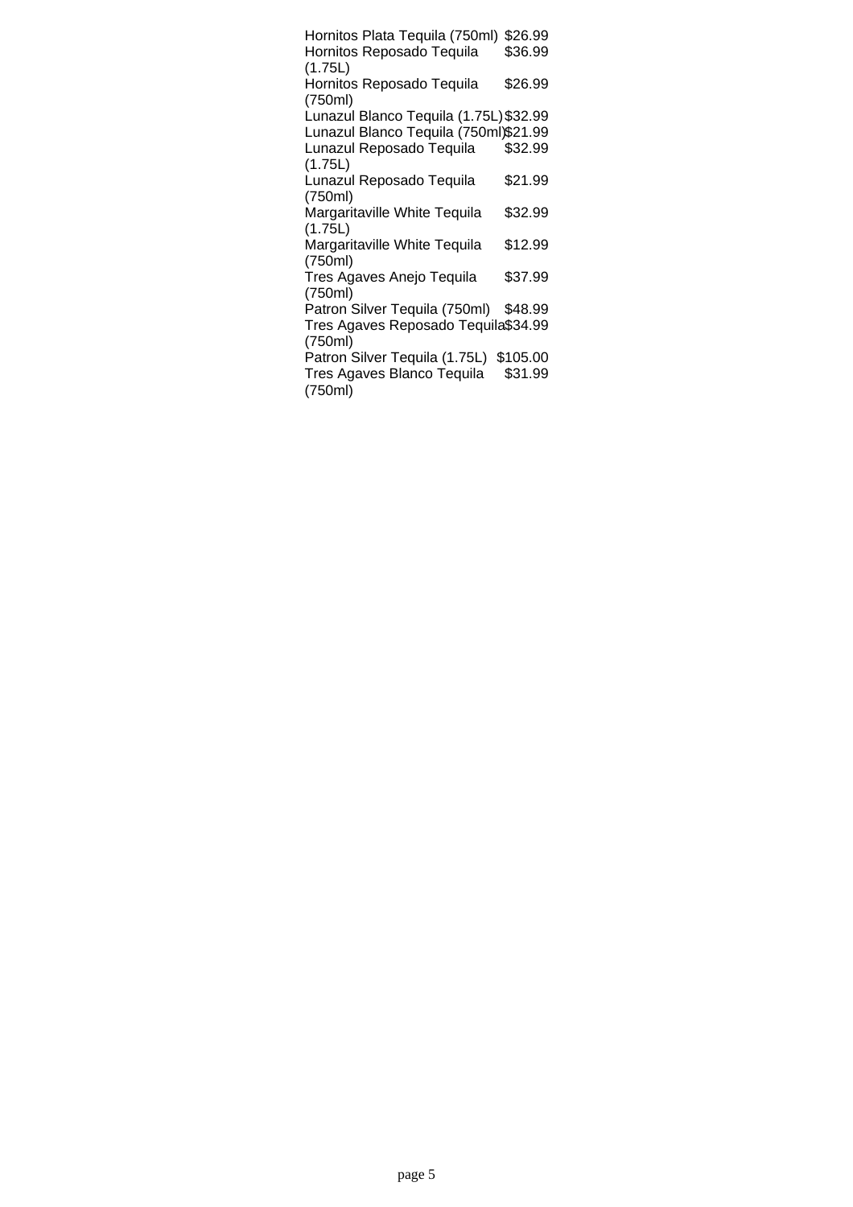| | |
|---|---|
| Hornitos Plata Tequila (750ml) | $26.99 |
| Hornitos Reposado Tequila (1.75L) | $36.99 |
| Hornitos Reposado Tequila (750ml) | $26.99 |
| Lunazul Blanco Tequila (1.75L) | $32.99 |
| Lunazul Blanco Tequila (750ml) | $21.99 |
| Lunazul Reposado Tequila (1.75L) | $32.99 |
| Lunazul Reposado Tequila (750ml) | $21.99 |
| Margaritaville White Tequila (1.75L) | $32.99 |
| Margaritaville White Tequila (750ml) | $12.99 |
| Tres Agaves Anejo Tequila (750ml) | $37.99 |
| Patron Silver Tequila (750ml) | $48.99 |
| Tres Agaves Reposado Tequila (750ml) | $34.99 |
| Patron Silver Tequila (1.75L) | $105.00 |
| Tres Agaves Blanco Tequila (750ml) | $31.99 |